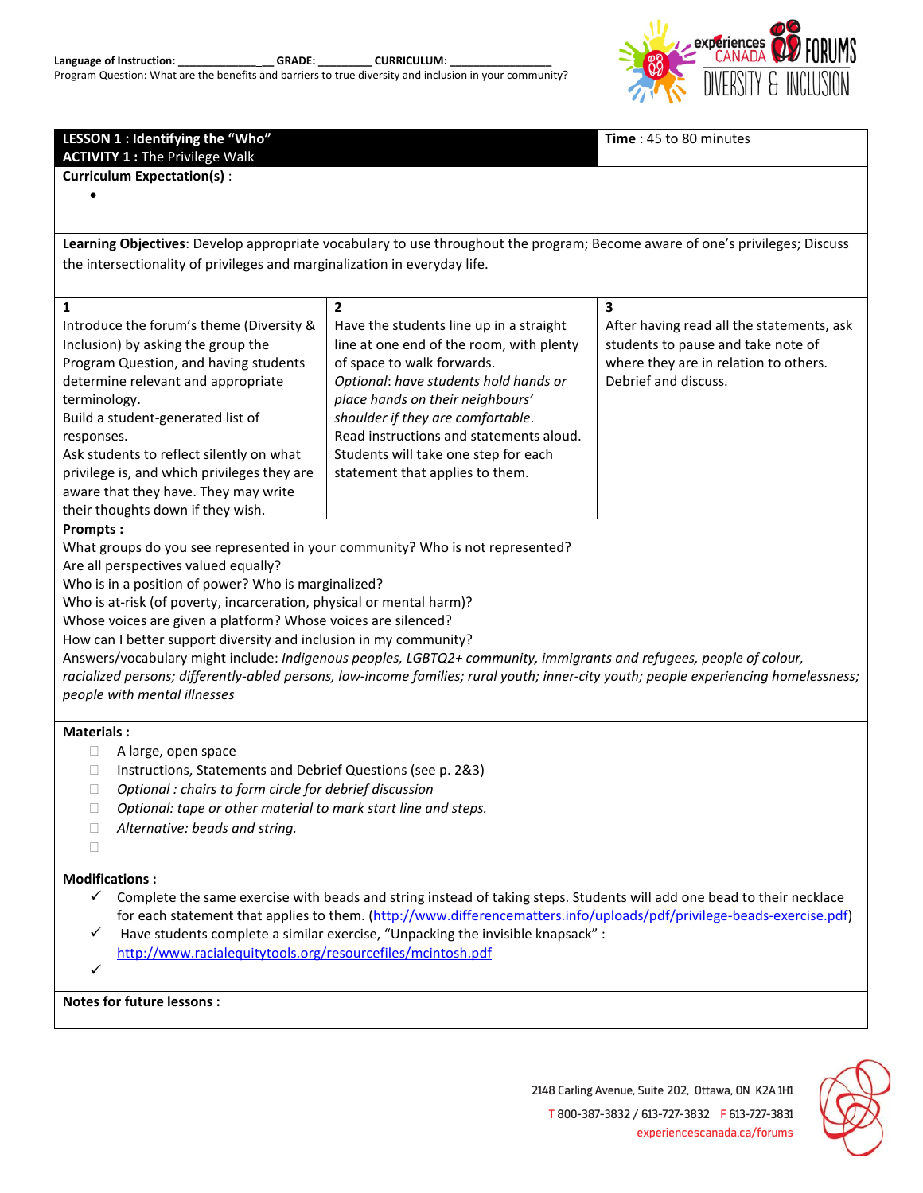Language of Instruction: ______________ __ GRADE: ________ CURRICULUM: ________________

Program Question: What are the benefits and barriers to true diversity and inclusion in your community?

**LESSON 1 : Identifying the "Who"**
**ACTIVITY 1 :** The Privilege Walk

**Time** : 45 to 80 minutes

**Curriculum Expectation(s)** :

- 

**Learning Objectives**: Develop appropriate vocabulary to use throughout the program; Become aware of one's privileges; Discuss the intersectionality of privileges and marginalization in everyday life.

| 1 | 2 | 3 |
|---|---|---|
| Introduce the forum's theme (Diversity & Inclusion) by asking the group the Program Question, and having students determine relevant and appropriate terminology. Build a student-generated list of responses. Ask students to reflect silently on what privilege is, and which privileges they are aware that they have. They may write their thoughts down if they wish. | Have the students line up in a straight line at one end of the room, with plenty of space to walk forwards. *Optional: have students hold hands or place hands on their neighbours' shoulder if they are comfortable.* Read instructions and statements aloud. Students will take one step for each statement that applies to them. | After having read all the statements, ask students to pause and take note of where they are in relation to others. Debrief and discuss. |

**Prompts :**

What groups do you see represented in your community? Who is not represented?
Are all perspectives valued equally?
Who is in a position of power? Who is marginalized?
Who is at-risk (of poverty, incarceration, physical or mental harm)?
Whose voices are given a platform? Whose voices are silenced?
How can I better support diversity and inclusion in my community?
Answers/vocabulary might include: *Indigenous peoples, LGBTQ2+ community, immigrants and refugees, people of colour, racialized persons; differently-abled persons, low-income families; rural youth; inner-city youth; people experiencing homelessness; people with mental illnesses*

**Materials :**

- ☐ A large, open space
- ☐ Instructions, Statements and Debrief Questions (see p. 2&3)
- ☐ *Optional : chairs to form circle for debrief discussion*
- ☐ *Optional: tape or other material to mark start line and steps.*
- ☐ *Alternative: beads and string.*
- ☐

**Modifications :**

- ✓ Complete the same exercise with beads and string instead of taking steps. Students will add one bead to their necklace for each statement that applies to them. (http://www.differencematters.info/uploads/pdf/privilege-beads-exercise.pdf)
- ✓ Have students complete a similar exercise, "Unpacking the invisible knapsack" : http://www.racialequitytools.org/resourcefiles/mcintosh.pdf
- ✓

**Notes for future lessons :**

2148 Carling Avenue, Suite 202, Ottawa, ON K2A 1H1
T 800-387-3832 / 613-727-3832 F 613-727-3831
experiencescanada.ca/forums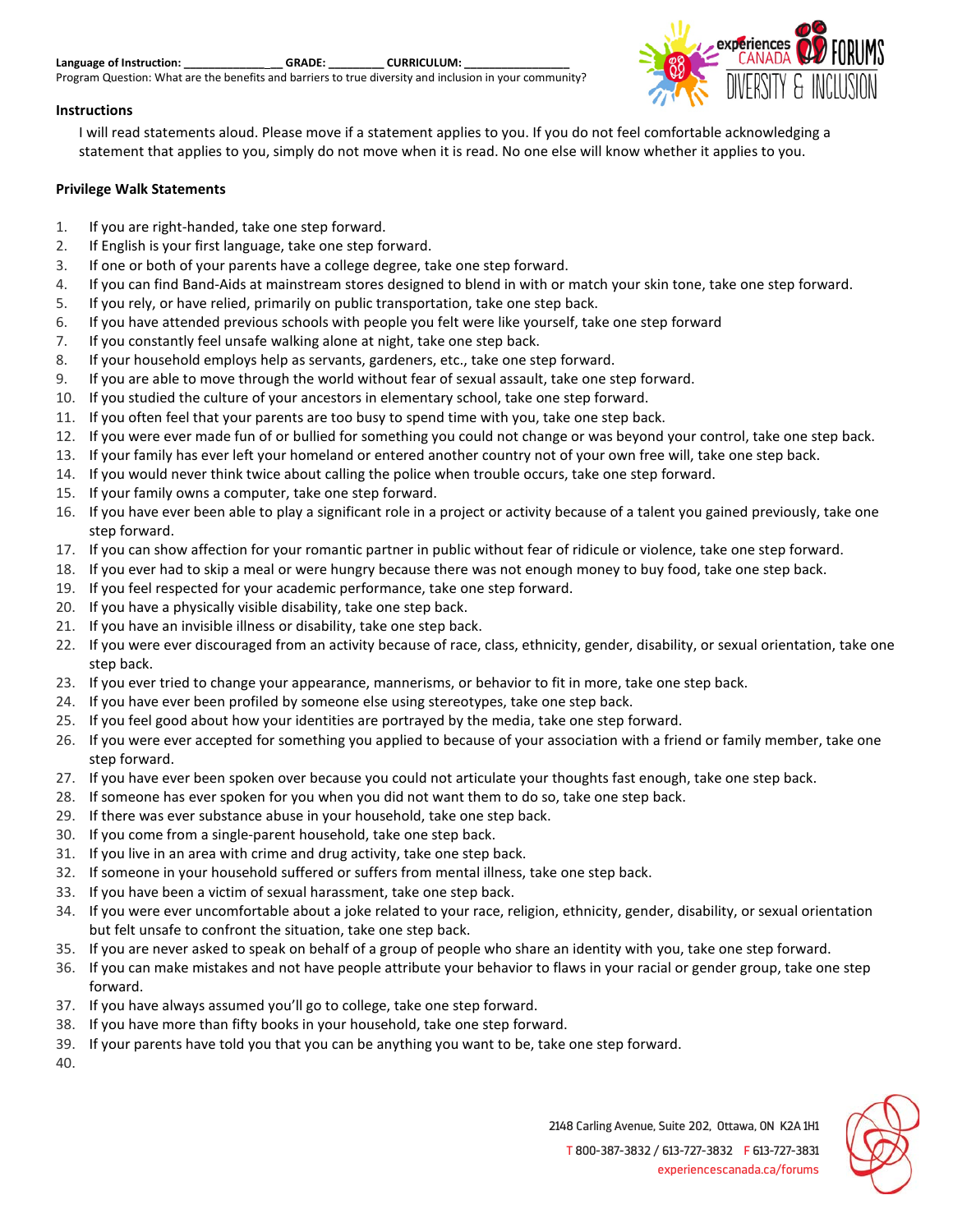Language of Instruction: ________________ GRADE: ________ CURRICULUM: ________________

Program Question: What are the benefits and barriers to true diversity and inclusion in your community?

**Instructions**

I will read statements aloud. Please move if a statement applies to you. If you do not feel comfortable acknowledging a statement that applies to you, simply do not move when it is read. No one else will know whether it applies to you.

**Privilege Walk Statements**

1. If you are right-handed, take one step forward.
2. If English is your first language, take one step forward.
3. If one or both of your parents have a college degree, take one step forward.
4. If you can find Band-Aids at mainstream stores designed to blend in with or match your skin tone, take one step forward.
5. If you rely, or have relied, primarily on public transportation, take one step back.
6. If you have attended previous schools with people you felt were like yourself, take one step forward
7. If you constantly feel unsafe walking alone at night, take one step back.
8. If your household employs help as servants, gardeners, etc., take one step forward.
9. If you are able to move through the world without fear of sexual assault, take one step forward.
10. If you studied the culture of your ancestors in elementary school, take one step forward.
11. If you often feel that your parents are too busy to spend time with you, take one step back.
12. If you were ever made fun of or bullied for something you could not change or was beyond your control, take one step back.
13. If your family has ever left your homeland or entered another country not of your own free will, take one step back.
14. If you would never think twice about calling the police when trouble occurs, take one step forward.
15. If your family owns a computer, take one step forward.
16. If you have ever been able to play a significant role in a project or activity because of a talent you gained previously, take one step forward.
17. If you can show affection for your romantic partner in public without fear of ridicule or violence, take one step forward.
18. If you ever had to skip a meal or were hungry because there was not enough money to buy food, take one step back.
19. If you feel respected for your academic performance, take one step forward.
20. If you have a physically visible disability, take one step back.
21. If you have an invisible illness or disability, take one step back.
22. If you were ever discouraged from an activity because of race, class, ethnicity, gender, disability, or sexual orientation, take one step back.
23. If you ever tried to change your appearance, mannerisms, or behavior to fit in more, take one step back.
24. If you have ever been profiled by someone else using stereotypes, take one step back.
25. If you feel good about how your identities are portrayed by the media, take one step forward.
26. If you were ever accepted for something you applied to because of your association with a friend or family member, take one step forward.
27. If you have ever been spoken over because you could not articulate your thoughts fast enough, take one step back.
28. If someone has ever spoken for you when you did not want them to do so, take one step back.
29. If there was ever substance abuse in your household, take one step back.
30. If you come from a single-parent household, take one step back.
31. If you live in an area with crime and drug activity, take one step back.
32. If someone in your household suffered or suffers from mental illness, take one step back.
33. If you have been a victim of sexual harassment, take one step back.
34. If you were ever uncomfortable about a joke related to your race, religion, ethnicity, gender, disability, or sexual orientation but felt unsafe to confront the situation, take one step back.
35. If you are never asked to speak on behalf of a group of people who share an identity with you, take one step forward.
36. If you can make mistakes and not have people attribute your behavior to flaws in your racial or gender group, take one step forward.
37. If you have always assumed you'll go to college, take one step forward.
38. If you have more than fifty books in your household, take one step forward.
39. If your parents have told you that you can be anything you want to be, take one step forward.
40.

2148 Carling Avenue, Suite 202, Ottawa, ON K2A 1H1
T 800-387-3832 / 613-727-3832 F 613-727-3831
experiencescanada.ca/forums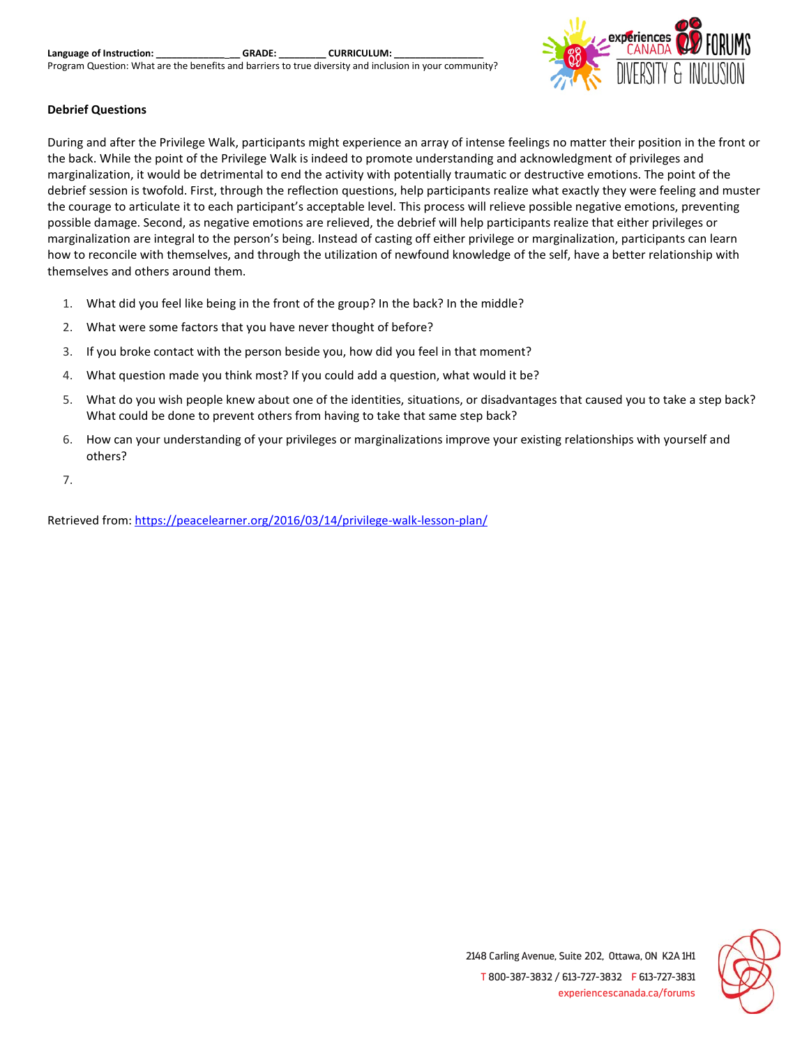Language of Instruction: ______________ __ GRADE: ________ CURRICULUM: ________________

Program Question: What are the benefits and barriers to true diversity and inclusion in your community?

**Debrief Questions**

During and after the Privilege Walk, participants might experience an array of intense feelings no matter their position in the front or the back. While the point of the Privilege Walk is indeed to promote understanding and acknowledgment of privileges and marginalization, it would be detrimental to end the activity with potentially traumatic or destructive emotions. The point of the debrief session is twofold. First, through the reflection questions, help participants realize what exactly they were feeling and muster the courage to articulate it to each participant's acceptable level. This process will relieve possible negative emotions, preventing possible damage. Second, as negative emotions are relieved, the debrief will help participants realize that either privileges or marginalization are integral to the person's being. Instead of casting off either privilege or marginalization, participants can learn how to reconcile with themselves, and through the utilization of newfound knowledge of the self, have a better relationship with themselves and others around them.

1. What did you feel like being in the front of the group? In the back? In the middle?
2. What were some factors that you have never thought of before?
3. If you broke contact with the person beside you, how did you feel in that moment?
4. What question made you think most? If you could add a question, what would it be?
5. What do you wish people knew about one of the identities, situations, or disadvantages that caused you to take a step back? What could be done to prevent others from having to take that same step back?
6. How can your understanding of your privileges or marginalizations improve your existing relationships with yourself and others?
7.

Retrieved from: https://peacelearner.org/2016/03/14/privilege-walk-lesson-plan/

2148 Carling Avenue, Suite 202, Ottawa, ON K2A 1H1
T 800-387-3832 / 613-727-3832 F 613-727-3831
experiencescanada.ca/forums